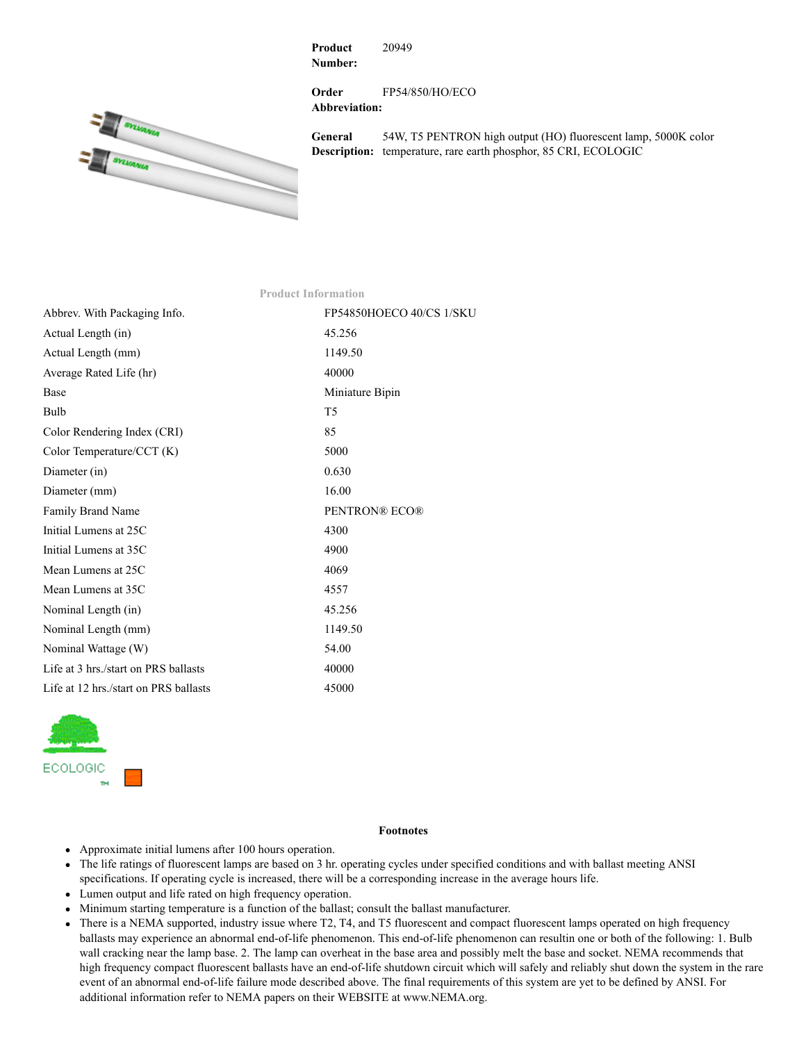**Product Number:** 20949

**Order Abbreviation:** FP54/850/HO/ECO

**General Description:** 54W, T5 PENTRON high output (HO) fluorescent lamp, 5000K color temperature, rare earth phosphor, 85 CRI, ECOLOGIC

## Product Information

| | |
|---|---|
| Abbrev. With Packaging Info. | FP54850HOECO 40/CS 1/SKU |
| Actual Length (in) | 45.256 |
| Actual Length (mm) | 1149.50 |
| Average Rated Life (hr) | 40000 |
| Base | Miniature Bipin |
| Bulb | T5 |
| Color Rendering Index (CRI) | 85 |
| Color Temperature/CCT (K) | 5000 |
| Diameter (in) | 0.630 |
| Diameter (mm) | 16.00 |
| Family Brand Name | PENTRON® ECO® |
| Initial Lumens at 25C | 4300 |
| Initial Lumens at 35C | 4900 |
| Mean Lumens at 25C | 4069 |
| Mean Lumens at 35C | 4557 |
| Nominal Length (in) | 45.256 |
| Nominal Length (mm) | 1149.50 |
| Nominal Wattage (W) | 54.00 |
| Life at 3 hrs./start on PRS ballasts | 40000 |
| Life at 12 hrs./start on PRS ballasts | 45000 |

ECOLOGIC™

## Footnotes

- Approximate initial lumens after 100 hours operation.
- The life ratings of fluorescent lamps are based on 3 hr. operating cycles under specified conditions and with ballast meeting ANSI specifications. If operating cycle is increased, there will be a corresponding increase in the average hours life.
- Lumen output and life rated on high frequency operation.
- Minimum starting temperature is a function of the ballast; consult the ballast manufacturer.
- There is a NEMA supported, industry issue where T2, T4, and T5 fluorescent and compact fluorescent lamps operated on high frequency ballasts may experience an abnormal end-of-life phenomenon. This end-of-life phenomenon can resultin one or both of the following: 1. Bulb wall cracking near the lamp base. 2. The lamp can overheat in the base area and possibly melt the base and socket. NEMA recommends that high frequency compact fluorescent ballasts have an end-of-life shutdown circuit which will safely and reliably shut down the system in the rare event of an abnormal end-of-life failure mode described above. The final requirements of this system are yet to be defined by ANSI. For additional information refer to NEMA papers on their WEBSITE at www.NEMA.org.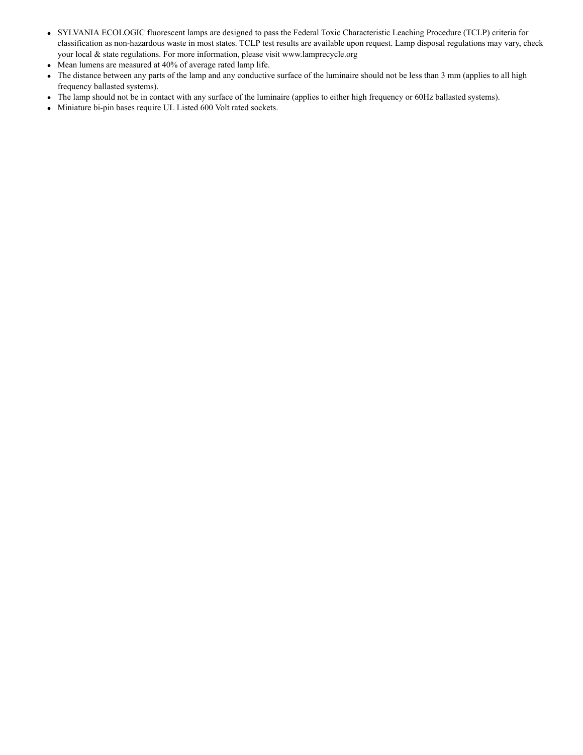- SYLVANIA ECOLOGIC fluorescent lamps are designed to pass the Federal Toxic Characteristic Leaching Procedure (TCLP) criteria for classification as non-hazardous waste in most states. TCLP test results are available upon request. Lamp disposal regulations may vary, check your local & state regulations. For more information, please visit www.lamprecycle.org
- Mean lumens are measured at 40% of average rated lamp life.
- The distance between any parts of the lamp and any conductive surface of the luminaire should not be less than 3 mm (applies to all high frequency ballasted systems).
- The lamp should not be in contact with any surface of the luminaire (applies to either high frequency or 60Hz ballasted systems).
- Miniature bi-pin bases require UL Listed 600 Volt rated sockets.